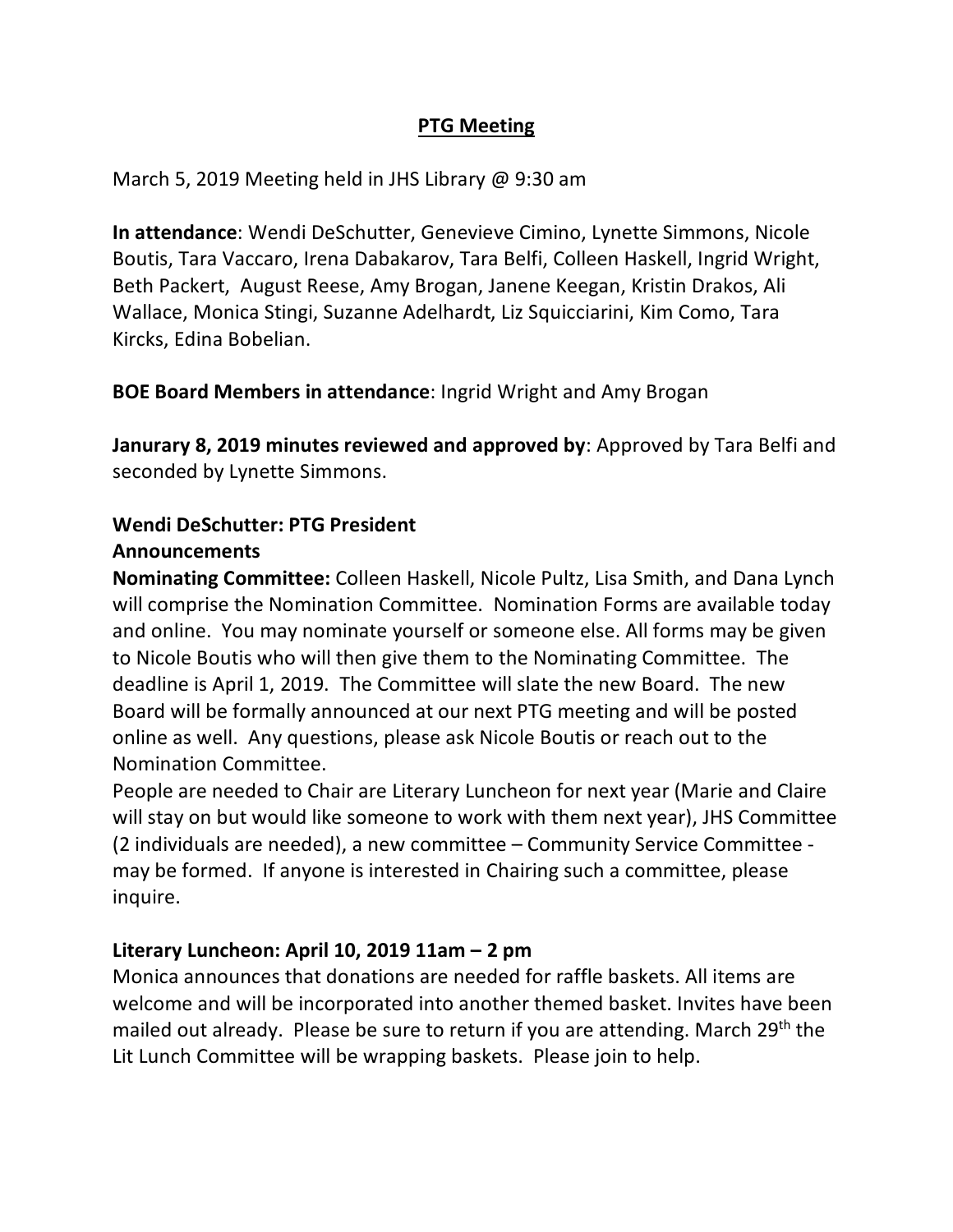# PTG Meeting

March 5, 2019 Meeting held in JHS Library @ 9:30 am

**In attendance**: Wendi DeSchutter, Genevieve Cimino, Lynette Simmons, Nicole Boutis, Tara Vaccaro, Irena Dabakarov, Tara Belfi, Colleen Haskell, Ingrid Wright, Beth Packert, August Reese, Amy Brogan, Janene Keegan, Kristin Drakos, Ali Wallace, Monica Stingi, Suzanne Adelhardt, Liz Squicciarini, Kim Como, Tara Kircks, Edina Bobelian.

**BOE Board Members in attendance**: Ingrid Wright and Amy Brogan

**Janurary 8, 2019 minutes reviewed and approved by**: Approved by Tara Belfi and seconded by Lynette Simmons.

**Wendi DeSchutter: PTG President**
**Announcements**

**Nominating Committee:** Colleen Haskell, Nicole Pultz, Lisa Smith, and Dana Lynch will comprise the Nomination Committee. Nomination Forms are available today and online. You may nominate yourself or someone else. All forms may be given to Nicole Boutis who will then give them to the Nominating Committee. The deadline is April 1, 2019. The Committee will slate the new Board. The new Board will be formally announced at our next PTG meeting and will be posted online as well. Any questions, please ask Nicole Boutis or reach out to the Nomination Committee.

People are needed to Chair are Literary Luncheon for next year (Marie and Claire will stay on but would like someone to work with them next year), JHS Committee (2 individuals are needed), a new committee – Community Service Committee - may be formed. If anyone is interested in Chairing such a committee, please inquire.

**Literary Luncheon: April 10, 2019 11am – 2 pm**

Monica announces that donations are needed for raffle baskets. All items are welcome and will be incorporated into another themed basket. Invites have been mailed out already. Please be sure to return if you are attending. March 29th the Lit Lunch Committee will be wrapping baskets. Please join to help.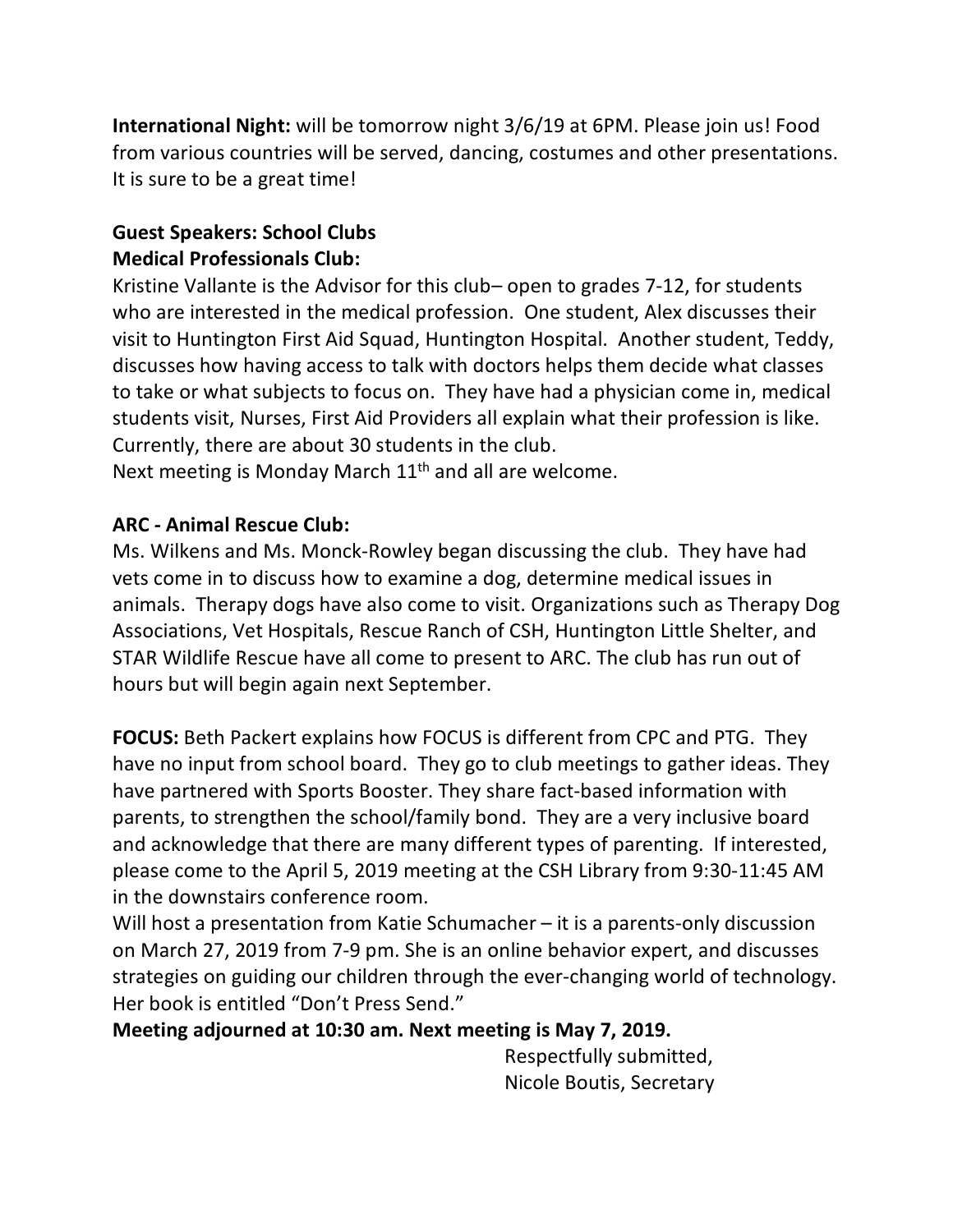**International Night:** will be tomorrow night 3/6/19 at 6PM. Please join us! Food from various countries will be served, dancing, costumes and other presentations. It is sure to be a great time!

**Guest Speakers: School Clubs**
**Medical Professionals Club:**
Kristine Vallante is the Advisor for this club– open to grades 7-12, for students who are interested in the medical profession. One student, Alex discusses their visit to Huntington First Aid Squad, Huntington Hospital. Another student, Teddy, discusses how having access to talk with doctors helps them decide what classes to take or what subjects to focus on. They have had a physician come in, medical students visit, Nurses, First Aid Providers all explain what their profession is like. Currently, there are about 30 students in the club.
Next meeting is Monday March 11th and all are welcome.

**ARC - Animal Rescue Club:**
Ms. Wilkens and Ms. Monck-Rowley began discussing the club. They have had vets come in to discuss how to examine a dog, determine medical issues in animals. Therapy dogs have also come to visit. Organizations such as Therapy Dog Associations, Vet Hospitals, Rescue Ranch of CSH, Huntington Little Shelter, and STAR Wildlife Rescue have all come to present to ARC. The club has run out of hours but will begin again next September.

**FOCUS:** Beth Packert explains how FOCUS is different from CPC and PTG. They have no input from school board. They go to club meetings to gather ideas. They have partnered with Sports Booster. They share fact-based information with parents, to strengthen the school/family bond. They are a very inclusive board and acknowledge that there are many different types of parenting. If interested, please come to the April 5, 2019 meeting at the CSH Library from 9:30-11:45 AM in the downstairs conference room.
Will host a presentation from Katie Schumacher – it is a parents-only discussion on March 27, 2019 from 7-9 pm. She is an online behavior expert, and discusses strategies on guiding our children through the ever-changing world of technology. Her book is entitled "Don't Press Send."

**Meeting adjourned at 10:30 am. Next meeting is May 7, 2019.**

Respectfully submitted,
Nicole Boutis, Secretary